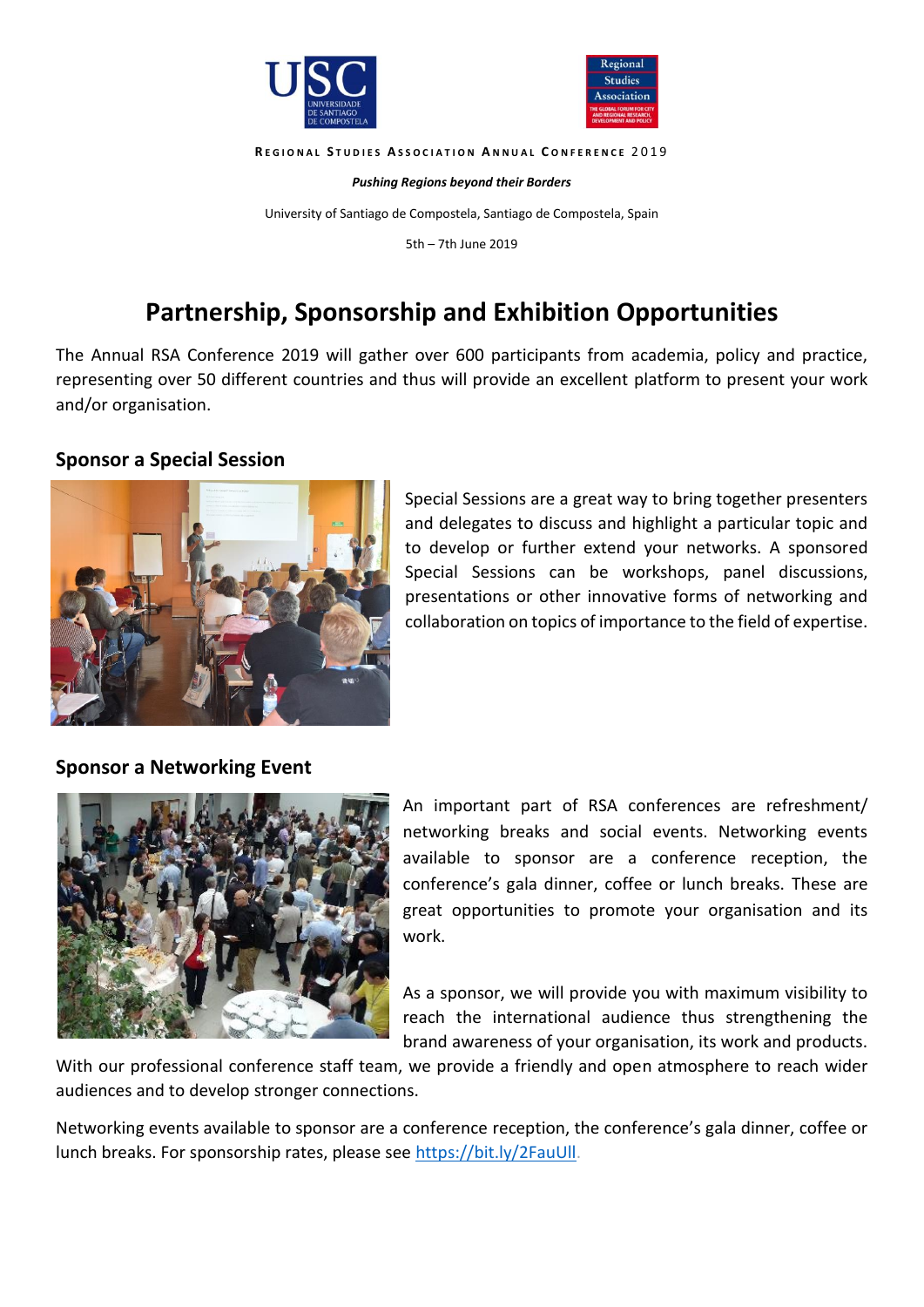**Regional Studies Association Annual Conference 2019**

***Pushing Regions beyond their Borders***

University of Santiago de Compostela, Santiago de Compostela, Spain

5th – 7th June 2019

# Partnership, Sponsorship and Exhibition Opportunities

The Annual RSA Conference 2019 will gather over 600 participants from academia, policy and practice, representing over 50 different countries and thus will provide an excellent platform to present your work and/or organisation.

## Sponsor a Special Session

Special Sessions are a great way to bring together presenters and delegates to discuss and highlight a particular topic and to develop or further extend your networks. A sponsored Special Sessions can be workshops, panel discussions, presentations or other innovative forms of networking and collaboration on topics of importance to the field of expertise.

## Sponsor a Networking Event

An important part of RSA conferences are refreshment/ networking breaks and social events. Networking events available to sponsor are a conference reception, the conference's gala dinner, coffee or lunch breaks. These are great opportunities to promote your organisation and its work.

As a sponsor, we will provide you with maximum visibility to reach the international audience thus strengthening the brand awareness of your organisation, its work and products. With our professional conference staff team, we provide a friendly and open atmosphere to reach wider audiences and to develop stronger connections.

Networking events available to sponsor are a conference reception, the conference's gala dinner, coffee or lunch breaks. For sponsorship rates, please see https://bit.ly/2FauUll.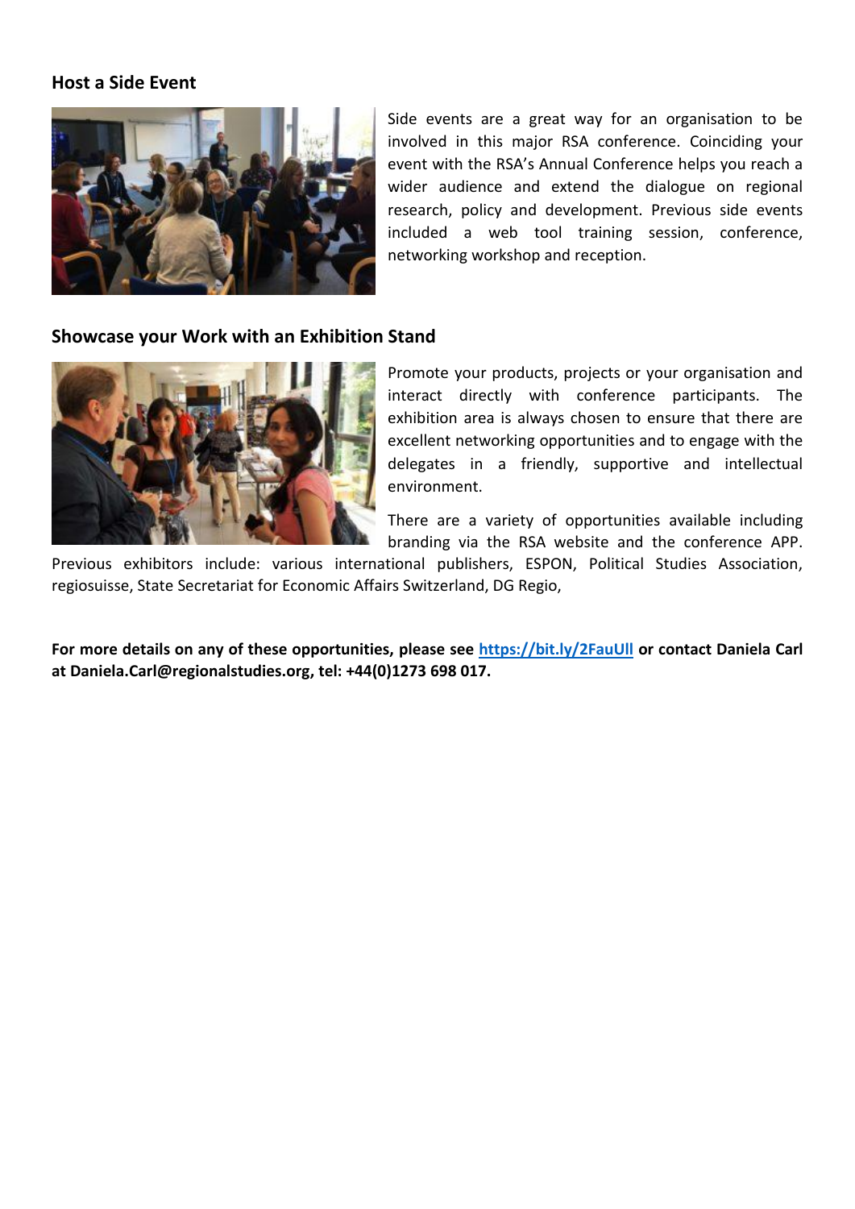## Host a Side Event

Side events are a great way for an organisation to be involved in this major RSA conference. Coinciding your event with the RSA's Annual Conference helps you reach a wider audience and extend the dialogue on regional research, policy and development. Previous side events included a web tool training session, conference, networking workshop and reception.

## Showcase your Work with an Exhibition Stand

Promote your products, projects or your organisation and interact directly with conference participants. The exhibition area is always chosen to ensure that there are excellent networking opportunities and to engage with the delegates in a friendly, supportive and intellectual environment.

There are a variety of opportunities available including branding via the RSA website and the conference APP. Previous exhibitors include: various international publishers, ESPON, Political Studies Association, regiosuisse, State Secretariat for Economic Affairs Switzerland, DG Regio,

**For more details on any of these opportunities, please see [https://bit.ly/2FauUll](https://bit.ly/2FauUll) or contact Daniela Carl at Daniela.Carl@regionalstudies.org, tel: +44(0)1273 698 017.**